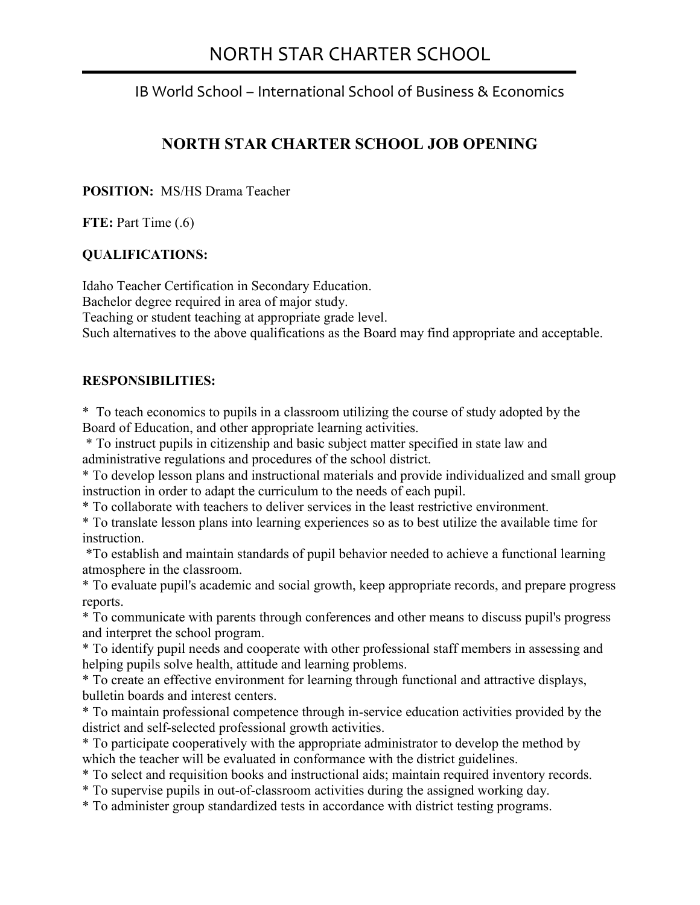# NORTH STAR CHARTER SCHOOL

IB World School – International School of Business & Economics

## NORTH STAR CHARTER SCHOOL JOB OPENING

**POSITION:** MS/HS Drama Teacher

**FTE:** Part Time (.6)

**QUALIFICATIONS:**

Idaho Teacher Certification in Secondary Education.
Bachelor degree required in area of major study.
Teaching or student teaching at appropriate grade level.
Such alternatives to the above qualifications as the Board may find appropriate and acceptable.

**RESPONSIBILITIES:**

* To teach economics to pupils in a classroom utilizing the course of study adopted by the Board of Education, and other appropriate learning activities.
* To instruct pupils in citizenship and basic subject matter specified in state law and administrative regulations and procedures of the school district.
* To develop lesson plans and instructional materials and provide individualized and small group instruction in order to adapt the curriculum to the needs of each pupil.
* To collaborate with teachers to deliver services in the least restrictive environment.
* To translate lesson plans into learning experiences so as to best utilize the available time for instruction.
* To establish and maintain standards of pupil behavior needed to achieve a functional learning atmosphere in the classroom.
* To evaluate pupil's academic and social growth, keep appropriate records, and prepare progress reports.
* To communicate with parents through conferences and other means to discuss pupil's progress and interpret the school program.
* To identify pupil needs and cooperate with other professional staff members in assessing and helping pupils solve health, attitude and learning problems.
* To create an effective environment for learning through functional and attractive displays, bulletin boards and interest centers.
* To maintain professional competence through in-service education activities provided by the district and self-selected professional growth activities.
* To participate cooperatively with the appropriate administrator to develop the method by which the teacher will be evaluated in conformance with the district guidelines.
* To select and requisition books and instructional aids; maintain required inventory records.
* To supervise pupils in out-of-classroom activities during the assigned working day.
* To administer group standardized tests in accordance with district testing programs.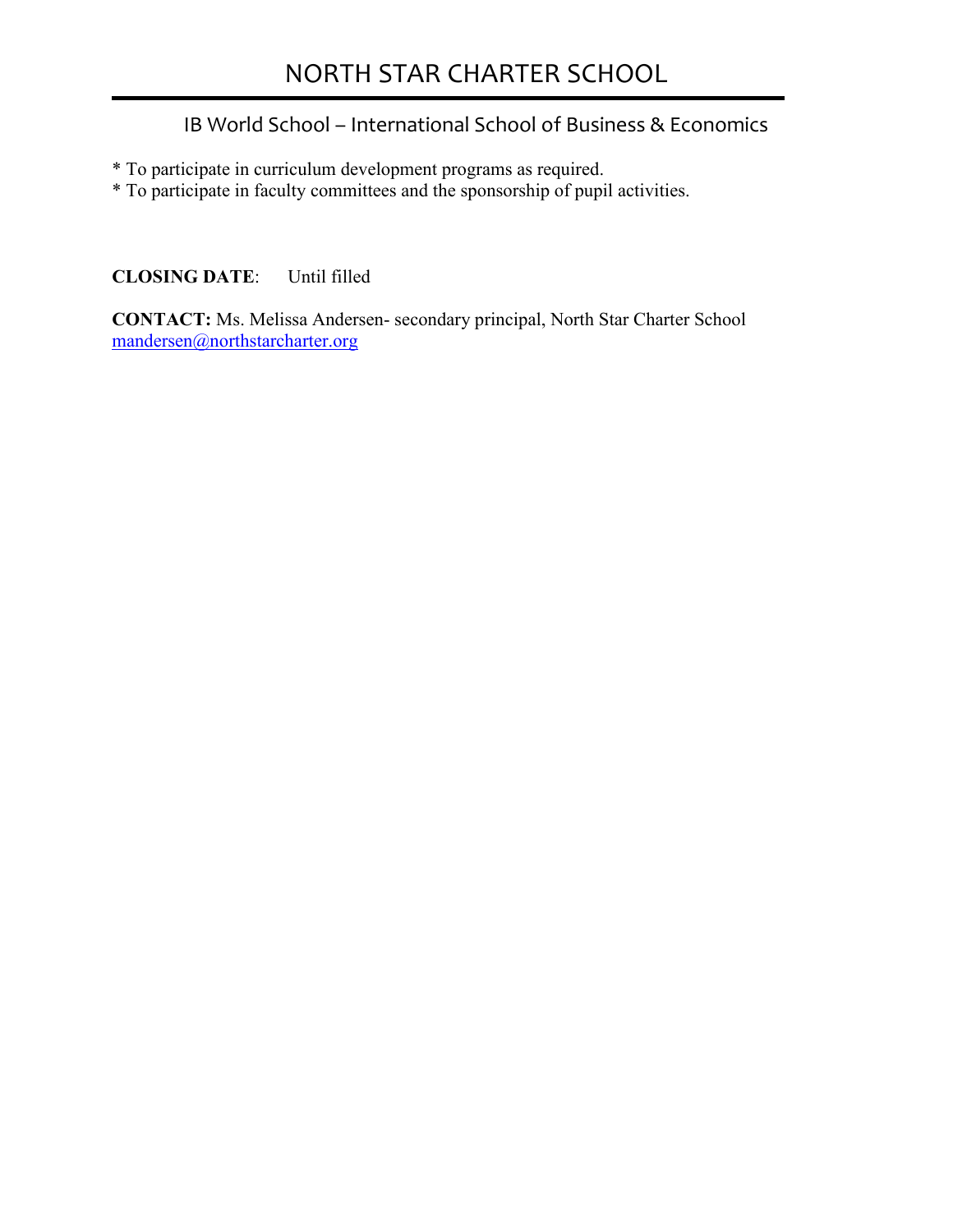# NORTH STAR CHARTER SCHOOL

IB World School – International School of Business & Economics

* To participate in curriculum development programs as required.
* To participate in faculty committees and the sponsorship of pupil activities.

**CLOSING DATE**: Until filled

**CONTACT:** Ms. Melissa Andersen- secondary principal, North Star Charter School
mandersen@northstarcharter.org